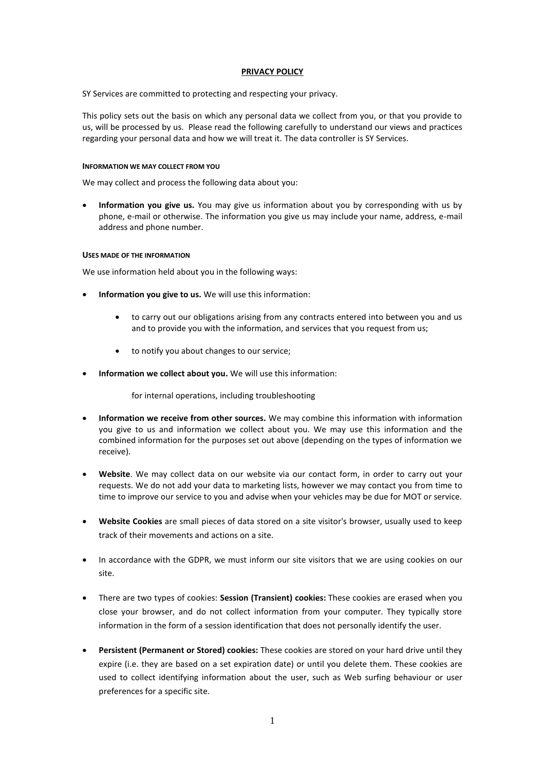# PRIVACY POLICY

SY Services are committed to protecting and respecting your privacy.

This policy sets out the basis on which any personal data we collect from you, or that you provide to us, will be processed by us. Please read the following carefully to understand our views and practices regarding your personal data and how we will treat it. The data controller is SY Services.

#### INFORMATION WE MAY COLLECT FROM YOU

We may collect and process the following data about you:

- **Information you give us.** You may give us information about you by corresponding with us by phone, e-mail or otherwise. The information you give us may include your name, address, e-mail address and phone number.

#### USES MADE OF THE INFORMATION

We use information held about you in the following ways:

- **Information you give to us.** We will use this information:
    - to carry out our obligations arising from any contracts entered into between you and us and to provide you with the information, and services that you request from us;
    - to notify you about changes to our service;
- **Information we collect about you.** We will use this information:

    for internal operations, including troubleshooting

- **Information we receive from other sources.** We may combine this information with information you give to us and information we collect about you. We may use this information and the combined information for the purposes set out above (depending on the types of information we receive).
- **Website**. We may collect data on our website via our contact form, in order to carry out your requests. We do not add your data to marketing lists, however we may contact you from time to time to improve our service to you and advise when your vehicles may be due for MOT or service.
- **Website Cookies** are small pieces of data stored on a site visitor's browser, usually used to keep track of their movements and actions on a site.
- In accordance with the GDPR, we must inform our site visitors that we are using cookies on our site.
- There are two types of cookies: **Session (Transient) cookies:** These cookies are erased when you close your browser, and do not collect information from your computer. They typically store information in the form of a session identification that does not personally identify the user.
- **Persistent (Permanent or Stored) cookies:** These cookies are stored on your hard drive until they expire (i.e. they are based on a set expiration date) or until you delete them. These cookies are used to collect identifying information about the user, such as Web surfing behaviour or user preferences for a specific site.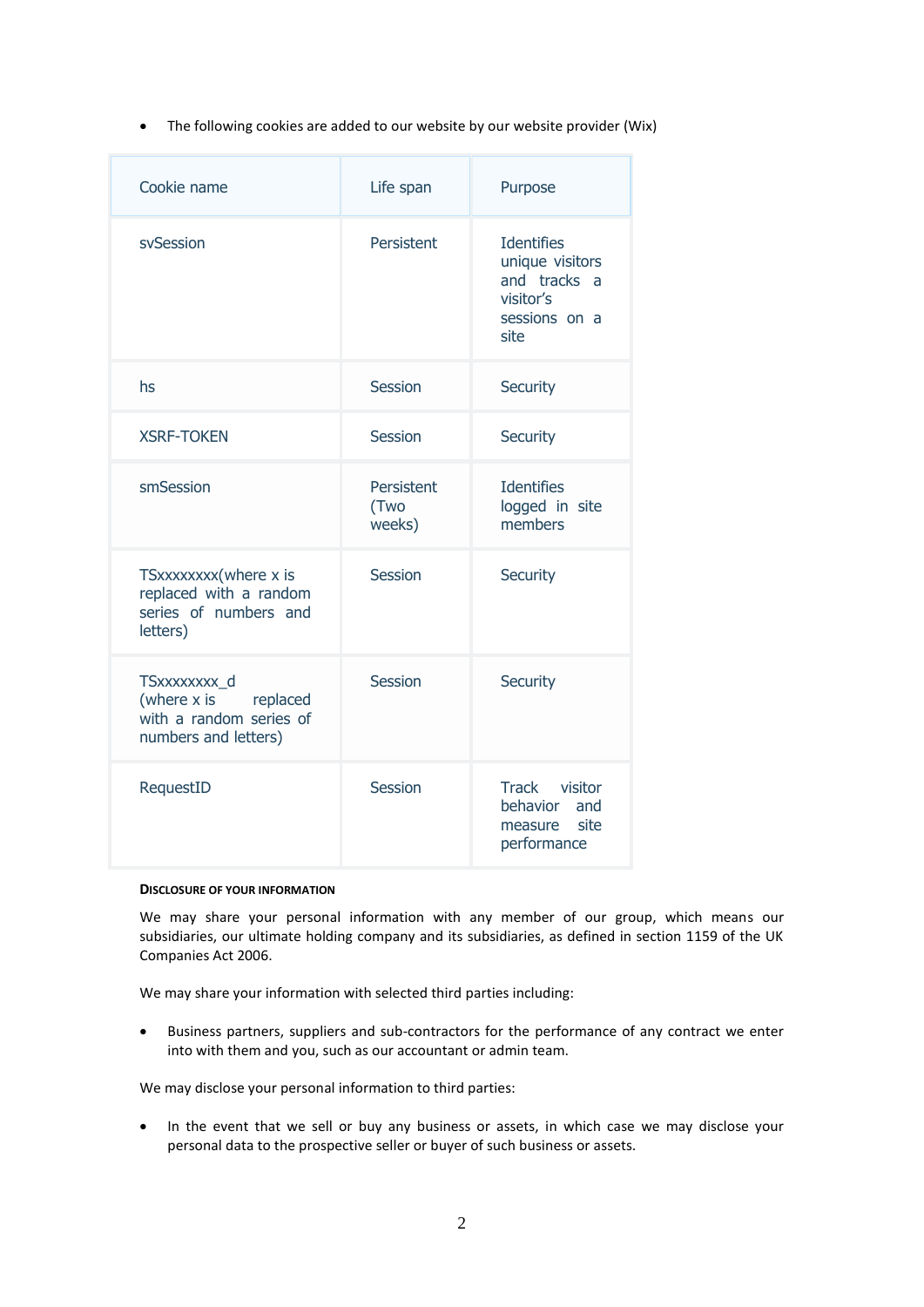- The following cookies are added to our website by our website provider (Wix)

| Cookie name | Life span | Purpose |
| --- | --- | --- |
| svSession | Persistent | Identifies unique visitors and tracks a visitor's sessions on a site |
| hs | Session | Security |
| XSRF-TOKEN | Session | Security |
| smSession | Persistent (Two weeks) | Identifies logged in site members |
| TSxxxxxxxx(where x is replaced with a random series of numbers and letters) | Session | Security |
| TSxxxxxxxx_d (where x is replaced with a random series of numbers and letters) | Session | Security |
| RequestID | Session | Track visitor behavior and measure site performance |

**Disclosure of your information**

We may share your personal information with any member of our group, which means our subsidiaries, our ultimate holding company and its subsidiaries, as defined in section 1159 of the UK Companies Act 2006.

We may share your information with selected third parties including:

- Business partners, suppliers and sub-contractors for the performance of any contract we enter into with them and you, such as our accountant or admin team.

We may disclose your personal information to third parties:

- In the event that we sell or buy any business or assets, in which case we may disclose your personal data to the prospective seller or buyer of such business or assets.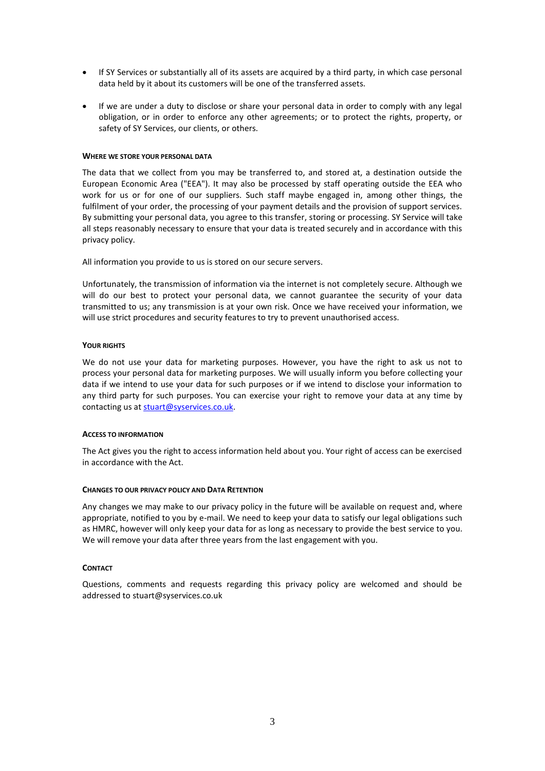- If SY Services or substantially all of its assets are acquired by a third party, in which case personal data held by it about its customers will be one of the transferred assets.

- If we are under a duty to disclose or share your personal data in order to comply with any legal obligation, or in order to enforce any other agreements; or to protect the rights, property, or safety of SY Services, our clients, or others.

#### WHERE WE STORE YOUR PERSONAL DATA

The data that we collect from you may be transferred to, and stored at, a destination outside the European Economic Area ("EEA"). It may also be processed by staff operating outside the EEA who work for us or for one of our suppliers. Such staff maybe engaged in, among other things, the fulfilment of your order, the processing of your payment details and the provision of support services. By submitting your personal data, you agree to this transfer, storing or processing. SY Service will take all steps reasonably necessary to ensure that your data is treated securely and in accordance with this privacy policy.

All information you provide to us is stored on our secure servers.

Unfortunately, the transmission of information via the internet is not completely secure. Although we will do our best to protect your personal data, we cannot guarantee the security of your data transmitted to us; any transmission is at your own risk. Once we have received your information, we will use strict procedures and security features to try to prevent unauthorised access.

#### YOUR RIGHTS

We do not use your data for marketing purposes. However, you have the right to ask us not to process your personal data for marketing purposes. We will usually inform you before collecting your data if we intend to use your data for such purposes or if we intend to disclose your information to any third party for such purposes. You can exercise your right to remove your data at any time by contacting us at stuart@syservices.co.uk.

#### ACCESS TO INFORMATION

The Act gives you the right to access information held about you. Your right of access can be exercised in accordance with the Act.

#### CHANGES TO OUR PRIVACY POLICY AND DATA RETENTION

Any changes we may make to our privacy policy in the future will be available on request and, where appropriate, notified to you by e-mail. We need to keep your data to satisfy our legal obligations such as HMRC, however will only keep your data for as long as necessary to provide the best service to you. We will remove your data after three years from the last engagement with you.

#### CONTACT

Questions, comments and requests regarding this privacy policy are welcomed and should be addressed to stuart@syservices.co.uk